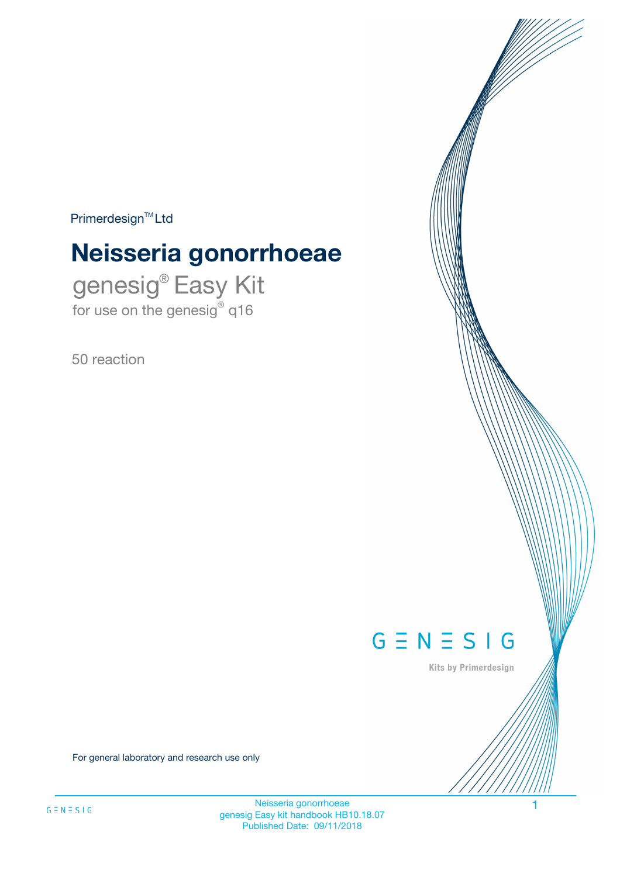Primerdesign™ Ltd

# Neisseria gonorrhoeae

## genesig® Easy Kit

for use on the genesig® q16

50 reaction

GENESIG

Kits by Primerdesign

For general laboratory and research use only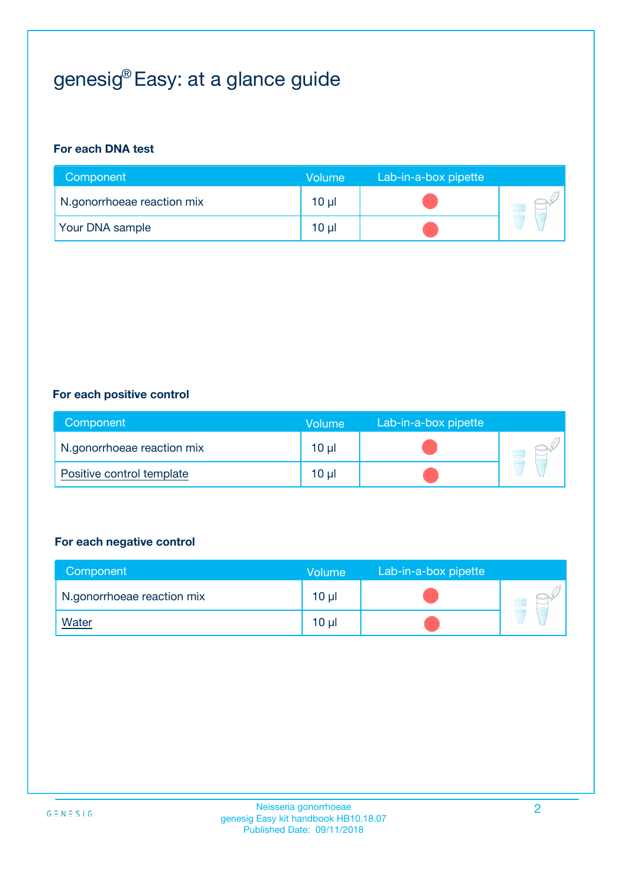# genesig® Easy: at a glance guide

**For each DNA test**

| Component | Volume | Lab-in-a-box pipette |
|---|---|---|
| N.gonorrhoeae reaction mix | 10 µl | |
| Your DNA sample | 10 µl | |

**For each positive control**

| Component | Volume | Lab-in-a-box pipette |
|---|---|---|
| N.gonorrhoeae reaction mix | 10 µl | |
| Positive control template | 10 µl | |

**For each negative control**

| Component | Volume | Lab-in-a-box pipette |
|---|---|---|
| N.gonorrhoeae reaction mix | 10 µl | |
| Water | 10 µl | |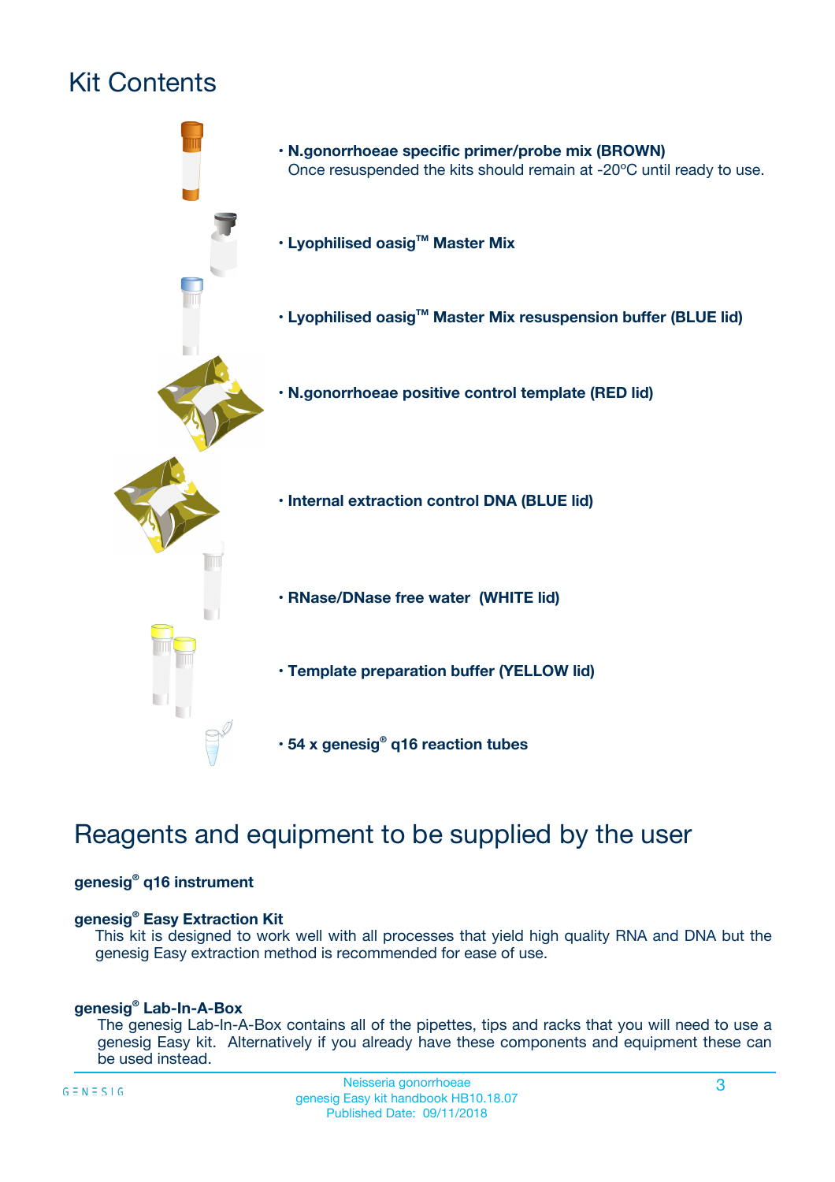# Kit Contents

- **N.gonorrhoeae specific primer/probe mix (BROWN)**
  Once resuspended the kits should remain at -20ºC until ready to use.
- **Lyophilised oasig™ Master Mix**
- **Lyophilised oasig™ Master Mix resuspension buffer (BLUE lid)**
- **N.gonorrhoeae positive control template (RED lid)**
- **Internal extraction control DNA (BLUE lid)**
- **RNase/DNase free water (WHITE lid)**
- **Template preparation buffer (YELLOW lid)**
- **54 x genesig® q16 reaction tubes**

# Reagents and equipment to be supplied by the user

**genesig® q16 instrument**

**genesig® Easy Extraction Kit**
This kit is designed to work well with all processes that yield high quality RNA and DNA but the genesig Easy extraction method is recommended for ease of use.

**genesig® Lab-In-A-Box**
The genesig Lab-In-A-Box contains all of the pipettes, tips and racks that you will need to use a genesig Easy kit. Alternatively if you already have these components and equipment these can be used instead.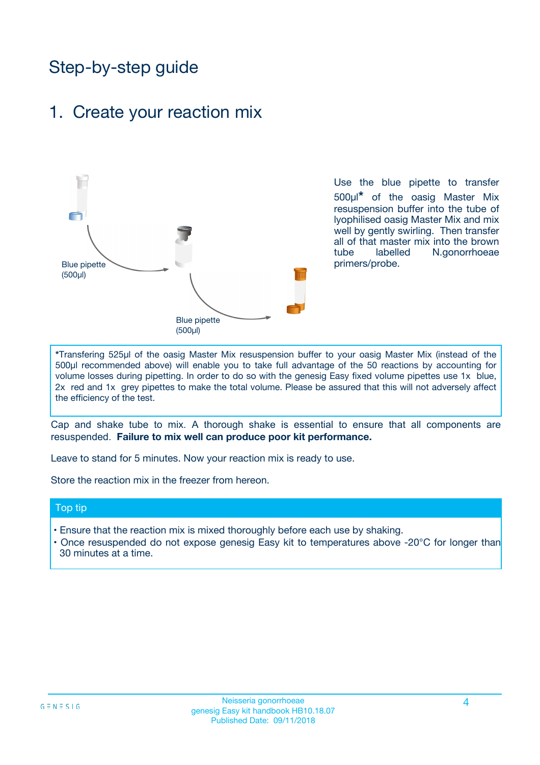# Step-by-step guide

## 1. Create your reaction mix

Blue pipette (500µl)

Blue pipette (500µl)

Use the blue pipette to transfer 500µl* of the oasig Master Mix resuspension buffer into the tube of lyophilised oasig Master Mix and mix well by gently swirling. Then transfer all of that master mix into the brown tube labelled N.gonorrhoeae primers/probe.

*Transfering 525µl of the oasig Master Mix resuspension buffer to your oasig Master Mix (instead of the 500µl recommended above) will enable you to take full advantage of the 50 reactions by accounting for volume losses during pipetting. In order to do so with the genesig Easy fixed volume pipettes use 1x blue, 2x red and 1x grey pipettes to make the total volume. Please be assured that this will not adversely affect the efficiency of the test.

Cap and shake tube to mix. A thorough shake is essential to ensure that all components are resuspended. **Failure to mix well can produce poor kit performance.**

Leave to stand for 5 minutes. Now your reaction mix is ready to use.

Store the reaction mix in the freezer from hereon.

### Top tip

- Ensure that the reaction mix is mixed thoroughly before each use by shaking.
- Once resuspended do not expose genesig Easy kit to temperatures above -20°C for longer than 30 minutes at a time.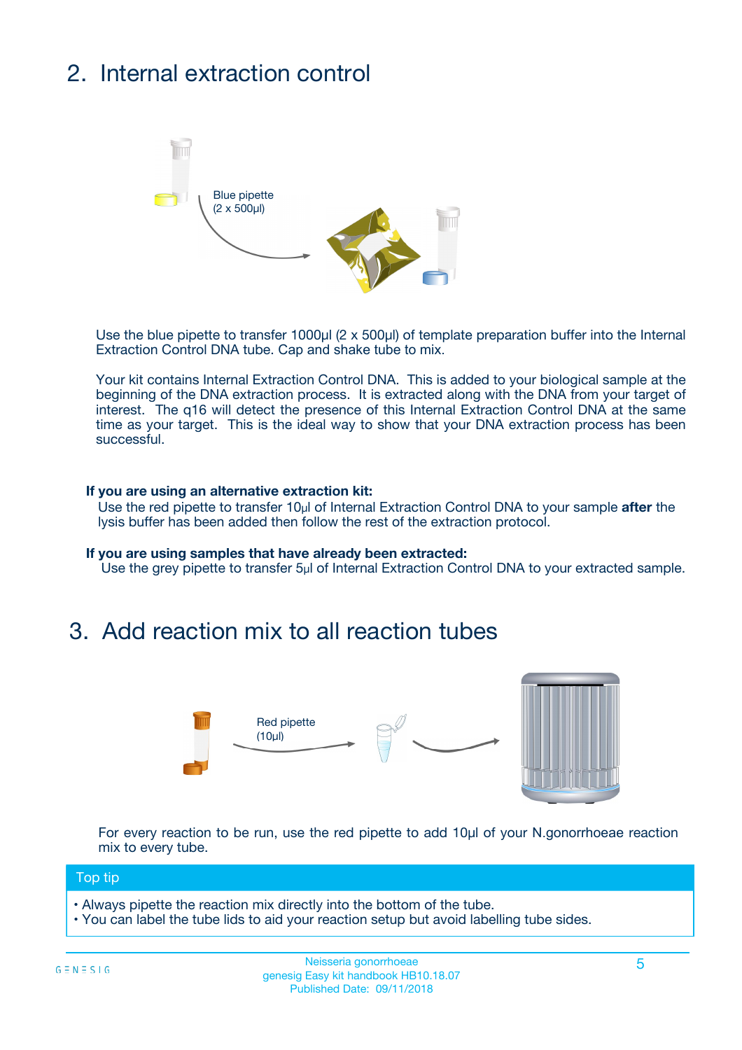## 2. Internal extraction control

Blue pipette (2 x 500µl)

Use the blue pipette to transfer 1000µl (2 x 500µl) of template preparation buffer into the Internal Extraction Control DNA tube. Cap and shake tube to mix.

Your kit contains Internal Extraction Control DNA. This is added to your biological sample at the beginning of the DNA extraction process. It is extracted along with the DNA from your target of interest. The q16 will detect the presence of this Internal Extraction Control DNA at the same time as your target. This is the ideal way to show that your DNA extraction process has been successful.

**If you are using an alternative extraction kit:**
Use the red pipette to transfer 10µl of Internal Extraction Control DNA to your sample **after** the lysis buffer has been added then follow the rest of the extraction protocol.

**If you are using samples that have already been extracted:**
Use the grey pipette to transfer 5µl of Internal Extraction Control DNA to your extracted sample.

## 3. Add reaction mix to all reaction tubes

Red pipette (10µl)

For every reaction to be run, use the red pipette to add 10µl of your N.gonorrhoeae reaction mix to every tube.

**Top tip**

- Always pipette the reaction mix directly into the bottom of the tube.
- You can label the tube lids to aid your reaction setup but avoid labelling tube sides.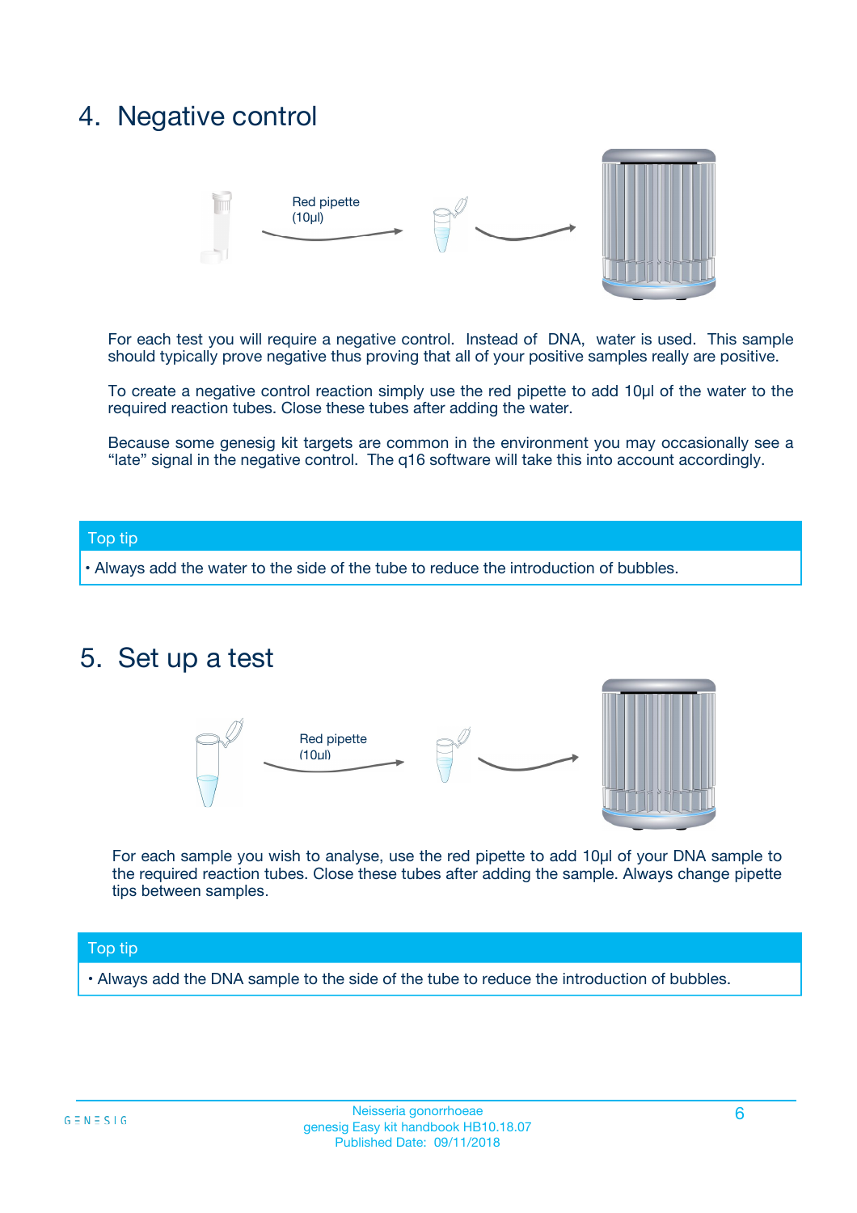## 4. Negative control

Red pipette (10µl)

For each test you will require a negative control. Instead of DNA, water is used. This sample should typically prove negative thus proving that all of your positive samples really are positive.

To create a negative control reaction simply use the red pipette to add 10µl of the water to the required reaction tubes. Close these tubes after adding the water.

Because some genesig kit targets are common in the environment you may occasionally see a "late" signal in the negative control. The q16 software will take this into account accordingly.

**Top tip**

- Always add the water to the side of the tube to reduce the introduction of bubbles.

## 5. Set up a test

Red pipette (10µl)

For each sample you wish to analyse, use the red pipette to add 10µl of your DNA sample to the required reaction tubes. Close these tubes after adding the sample. Always change pipette tips between samples.

**Top tip**

- Always add the DNA sample to the side of the tube to reduce the introduction of bubbles.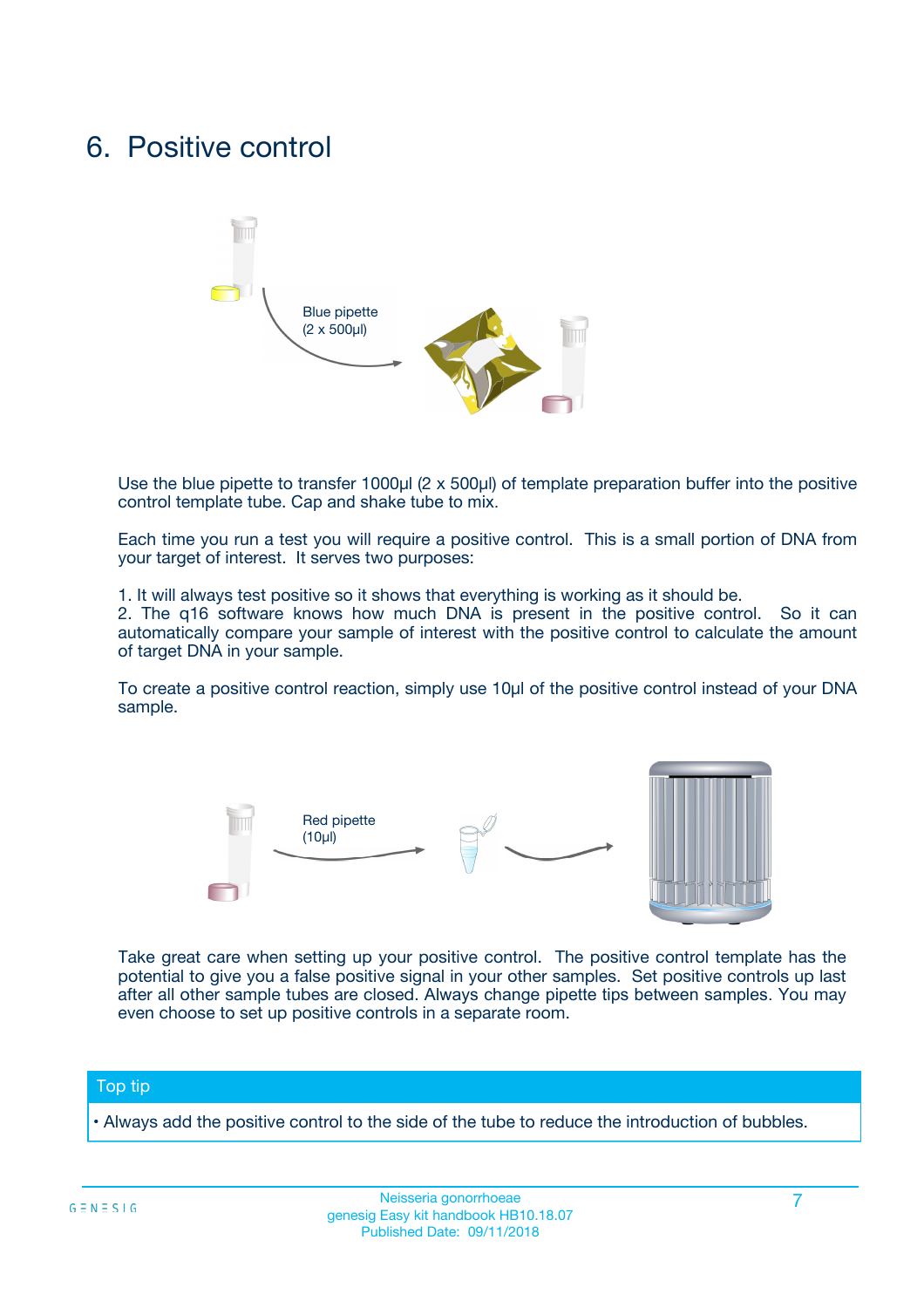# 6. Positive control

Blue pipette (2 x 500µl)

Use the blue pipette to transfer 1000µl (2 x 500µl) of template preparation buffer into the positive control template tube. Cap and shake tube to mix.

Each time you run a test you will require a positive control. This is a small portion of DNA from your target of interest. It serves two purposes:

1. It will always test positive so it shows that everything is working as it should be.
2. The q16 software knows how much DNA is present in the positive control. So it can automatically compare your sample of interest with the positive control to calculate the amount of target DNA in your sample.

To create a positive control reaction, simply use 10µl of the positive control instead of your DNA sample.

Red pipette (10µl)

Take great care when setting up your positive control. The positive control template has the potential to give you a false positive signal in your other samples. Set positive controls up last after all other sample tubes are closed. Always change pipette tips between samples. You may even choose to set up positive controls in a separate room.

## Top tip

- Always add the positive control to the side of the tube to reduce the introduction of bubbles.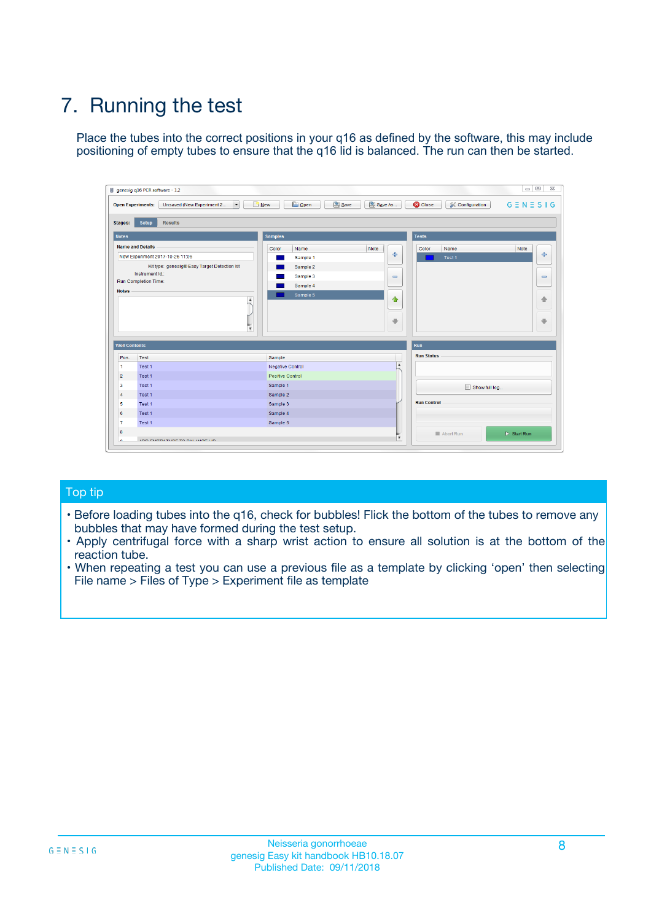# 7. Running the test

Place the tubes into the correct positions in your q16 as defined by the software, this may include positioning of empty tubes to ensure that the q16 lid is balanced. The run can then be started.

## Top tip

- Before loading tubes into the q16, check for bubbles! Flick the bottom of the tubes to remove any bubbles that may have formed during the test setup.
- Apply centrifugal force with a sharp wrist action to ensure all solution is at the bottom of the reaction tube.
- When repeating a test you can use a previous file as a template by clicking 'open' then selecting File name > Files of Type > Experiment file as template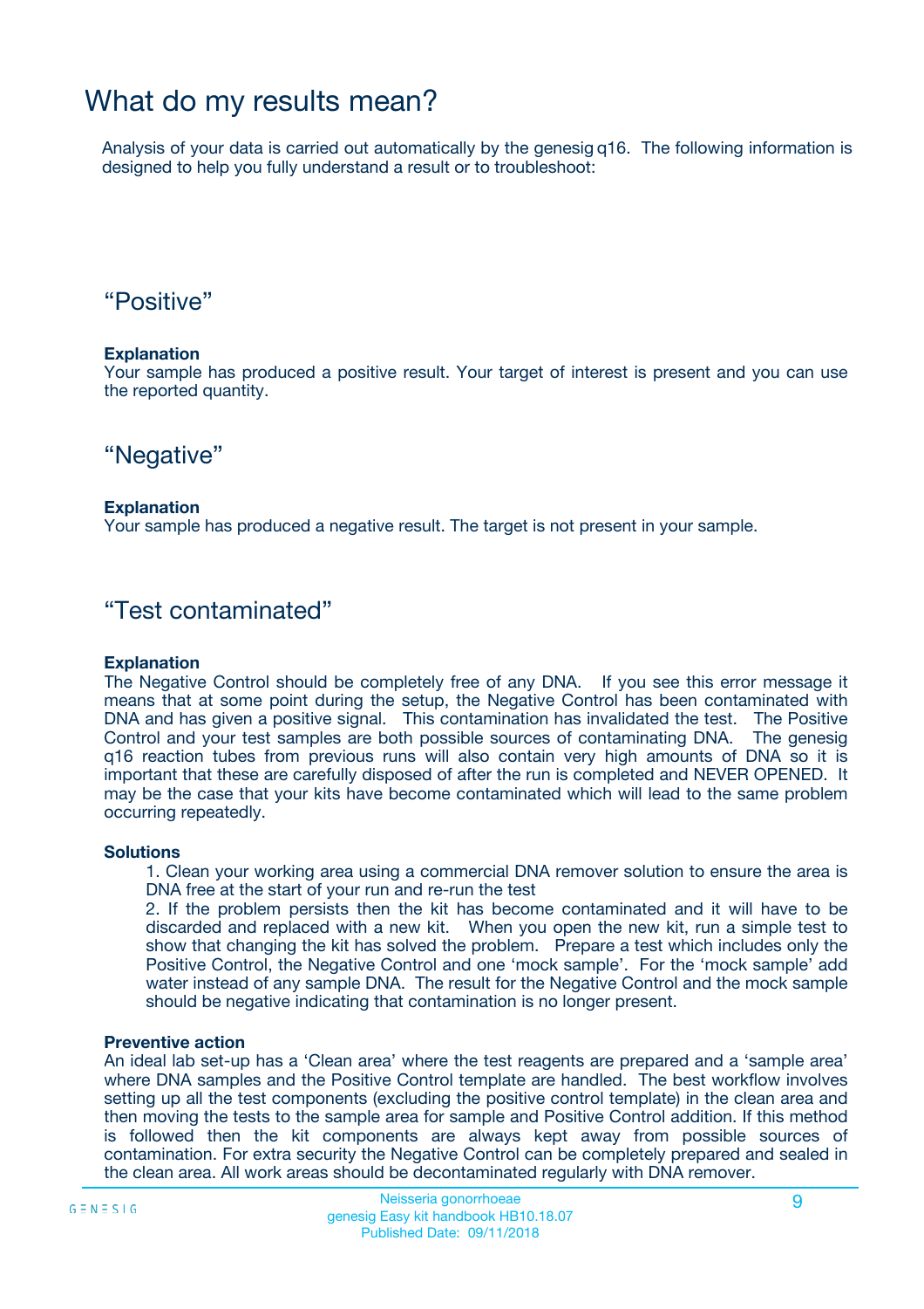# What do my results mean?

Analysis of your data is carried out automatically by the genesig q16. The following information is designed to help you fully understand a result or to troubleshoot:

## “Positive”

**Explanation**
Your sample has produced a positive result. Your target of interest is present and you can use the reported quantity.

## “Negative”

**Explanation**
Your sample has produced a negative result. The target is not present in your sample.

## “Test contaminated”

**Explanation**
The Negative Control should be completely free of any DNA. If you see this error message it means that at some point during the setup, the Negative Control has been contaminated with DNA and has given a positive signal. This contamination has invalidated the test. The Positive Control and your test samples are both possible sources of contaminating DNA. The genesig q16 reaction tubes from previous runs will also contain very high amounts of DNA so it is important that these are carefully disposed of after the run is completed and NEVER OPENED. It may be the case that your kits have become contaminated which will lead to the same problem occurring repeatedly.

**Solutions**

1. Clean your working area using a commercial DNA remover solution to ensure the area is DNA free at the start of your run and re-run the test
2. If the problem persists then the kit has become contaminated and it will have to be discarded and replaced with a new kit. When you open the new kit, run a simple test to show that changing the kit has solved the problem. Prepare a test which includes only the Positive Control, the Negative Control and one ‘mock sample’. For the ‘mock sample’ add water instead of any sample DNA. The result for the Negative Control and the mock sample should be negative indicating that contamination is no longer present.

**Preventive action**
An ideal lab set-up has a ‘Clean area’ where the test reagents are prepared and a ‘sample area’ where DNA samples and the Positive Control template are handled. The best workflow involves setting up all the test components (excluding the positive control template) in the clean area and then moving the tests to the sample area for sample and Positive Control addition. If this method is followed then the kit components are always kept away from possible sources of contamination. For extra security the Negative Control can be completely prepared and sealed in the clean area. All work areas should be decontaminated regularly with DNA remover.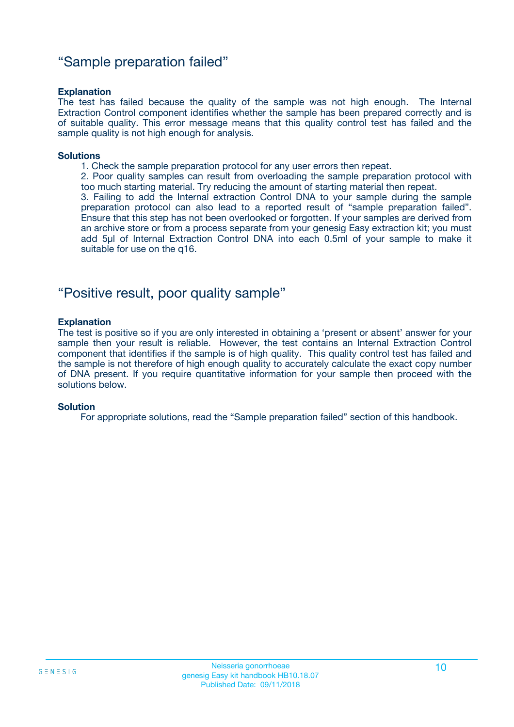## “Sample preparation failed”

**Explanation**

The test has failed because the quality of the sample was not high enough. The Internal Extraction Control component identifies whether the sample has been prepared correctly and is of suitable quality. This error message means that this quality control test has failed and the sample quality is not high enough for analysis.

**Solutions**

1. Check the sample preparation protocol for any user errors then repeat.
2. Poor quality samples can result from overloading the sample preparation protocol with too much starting material. Try reducing the amount of starting material then repeat.
3. Failing to add the Internal extraction Control DNA to your sample during the sample preparation protocol can also lead to a reported result of “sample preparation failed”. Ensure that this step has not been overlooked or forgotten. If your samples are derived from an archive store or from a process separate from your genesig Easy extraction kit; you must add 5µl of Internal Extraction Control DNA into each 0.5ml of your sample to make it suitable for use on the q16.

## “Positive result, poor quality sample”

**Explanation**

The test is positive so if you are only interested in obtaining a ‘present or absent’ answer for your sample then your result is reliable. However, the test contains an Internal Extraction Control component that identifies if the sample is of high quality. This quality control test has failed and the sample is not therefore of high enough quality to accurately calculate the exact copy number of DNA present. If you require quantitative information for your sample then proceed with the solutions below.

**Solution**

For appropriate solutions, read the “Sample preparation failed” section of this handbook.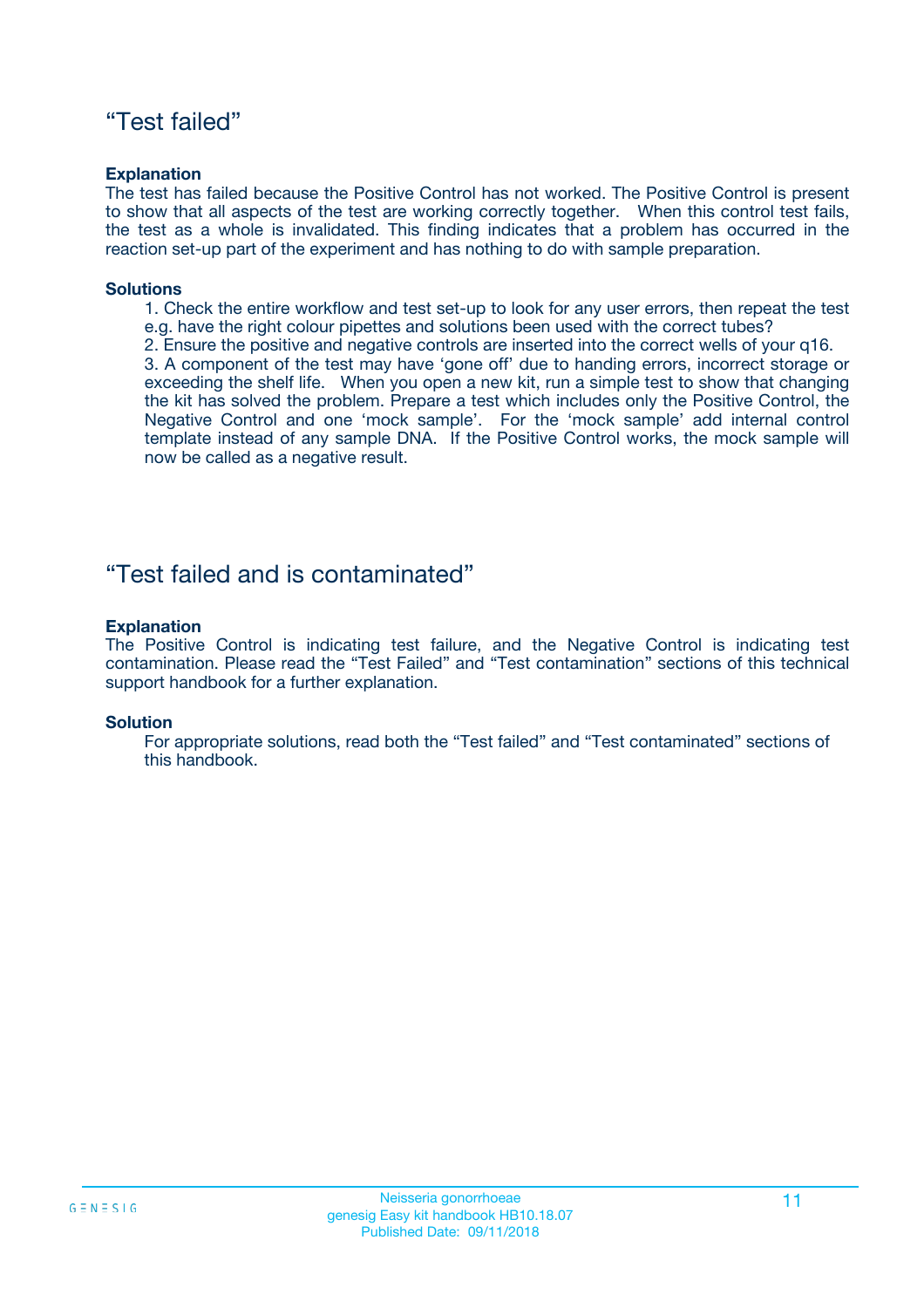## “Test failed”

**Explanation**

The test has failed because the Positive Control has not worked. The Positive Control is present to show that all aspects of the test are working correctly together. When this control test fails, the test as a whole is invalidated. This finding indicates that a problem has occurred in the reaction set-up part of the experiment and has nothing to do with sample preparation.

**Solutions**

1. Check the entire workflow and test set-up to look for any user errors, then repeat the test e.g. have the right colour pipettes and solutions been used with the correct tubes?
2. Ensure the positive and negative controls are inserted into the correct wells of your q16.
3. A component of the test may have ‘gone off’ due to handing errors, incorrect storage or exceeding the shelf life. When you open a new kit, run a simple test to show that changing the kit has solved the problem. Prepare a test which includes only the Positive Control, the Negative Control and one ‘mock sample’. For the ‘mock sample’ add internal control template instead of any sample DNA. If the Positive Control works, the mock sample will now be called as a negative result.

## “Test failed and is contaminated”

**Explanation**

The Positive Control is indicating test failure, and the Negative Control is indicating test contamination. Please read the “Test Failed” and “Test contamination” sections of this technical support handbook for a further explanation.

**Solution**

For appropriate solutions, read both the “Test failed” and “Test contaminated” sections of this handbook.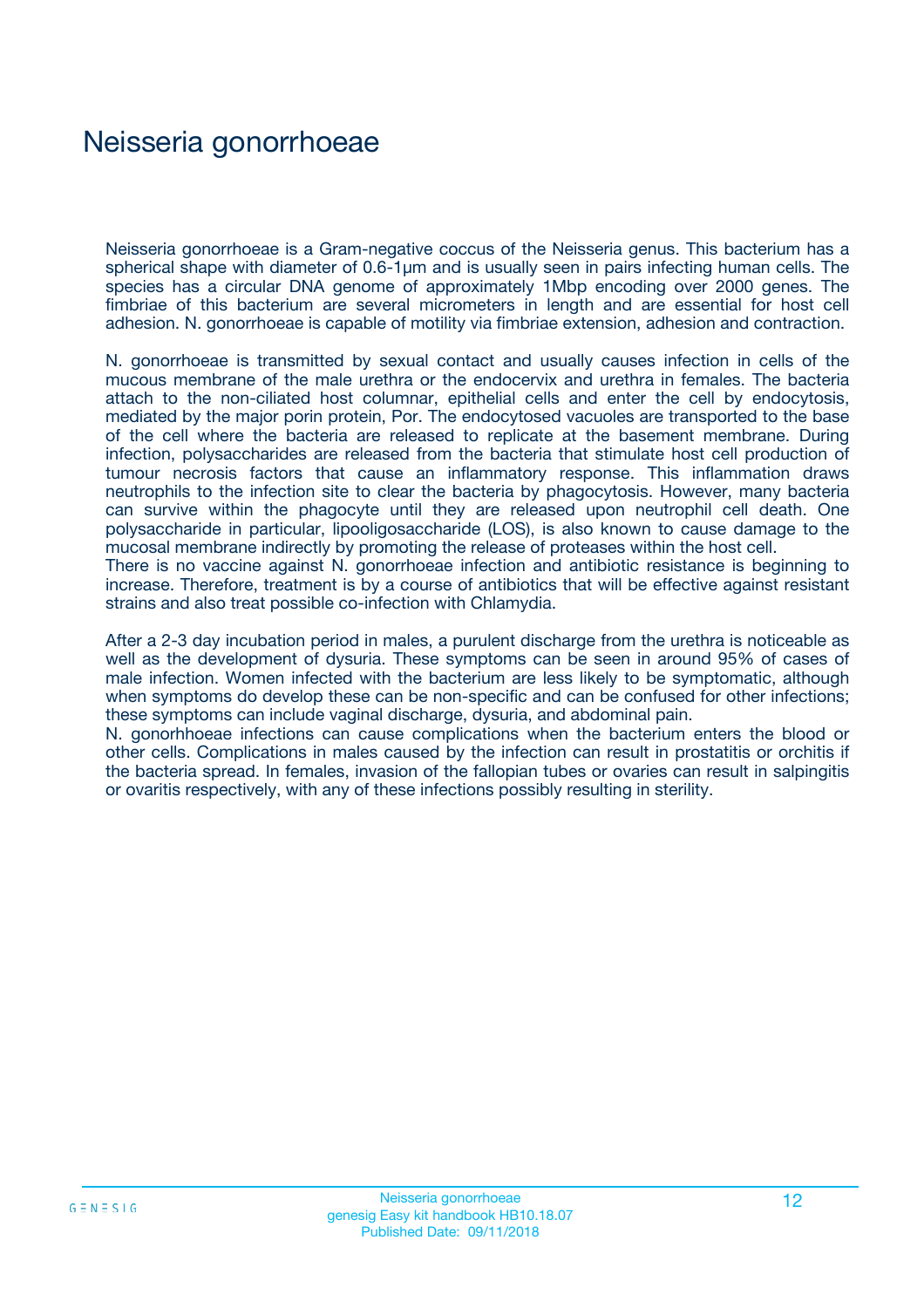# Neisseria gonorrhoeae

Neisseria gonorrhoeae is a Gram-negative coccus of the Neisseria genus. This bacterium has a spherical shape with diameter of 0.6-1µm and is usually seen in pairs infecting human cells. The species has a circular DNA genome of approximately 1Mbp encoding over 2000 genes. The fimbriae of this bacterium are several micrometers in length and are essential for host cell adhesion. N. gonorrhoeae is capable of motility via fimbriae extension, adhesion and contraction.

N. gonorrhoeae is transmitted by sexual contact and usually causes infection in cells of the mucous membrane of the male urethra or the endocervix and urethra in females. The bacteria attach to the non-ciliated host columnar, epithelial cells and enter the cell by endocytosis, mediated by the major porin protein, Por. The endocytosed vacuoles are transported to the base of the cell where the bacteria are released to replicate at the basement membrane. During infection, polysaccharides are released from the bacteria that stimulate host cell production of tumour necrosis factors that cause an inflammatory response. This inflammation draws neutrophils to the infection site to clear the bacteria by phagocytosis. However, many bacteria can survive within the phagocyte until they are released upon neutrophil cell death. One polysaccharide in particular, lipooligosaccharide (LOS), is also known to cause damage to the mucosal membrane indirectly by promoting the release of proteases within the host cell.
There is no vaccine against N. gonorrhoeae infection and antibiotic resistance is beginning to increase. Therefore, treatment is by a course of antibiotics that will be effective against resistant strains and also treat possible co-infection with Chlamydia.

After a 2-3 day incubation period in males, a purulent discharge from the urethra is noticeable as well as the development of dysuria. These symptoms can be seen in around 95% of cases of male infection. Women infected with the bacterium are less likely to be symptomatic, although when symptoms do develop these can be non-specific and can be confused for other infections; these symptoms can include vaginal discharge, dysuria, and abdominal pain.
N. gonorhhoeae infections can cause complications when the bacterium enters the blood or other cells. Complications in males caused by the infection can result in prostatitis or orchitis if the bacteria spread. In females, invasion of the fallopian tubes or ovaries can result in salpingitis or ovaritis respectively, with any of these infections possibly resulting in sterility.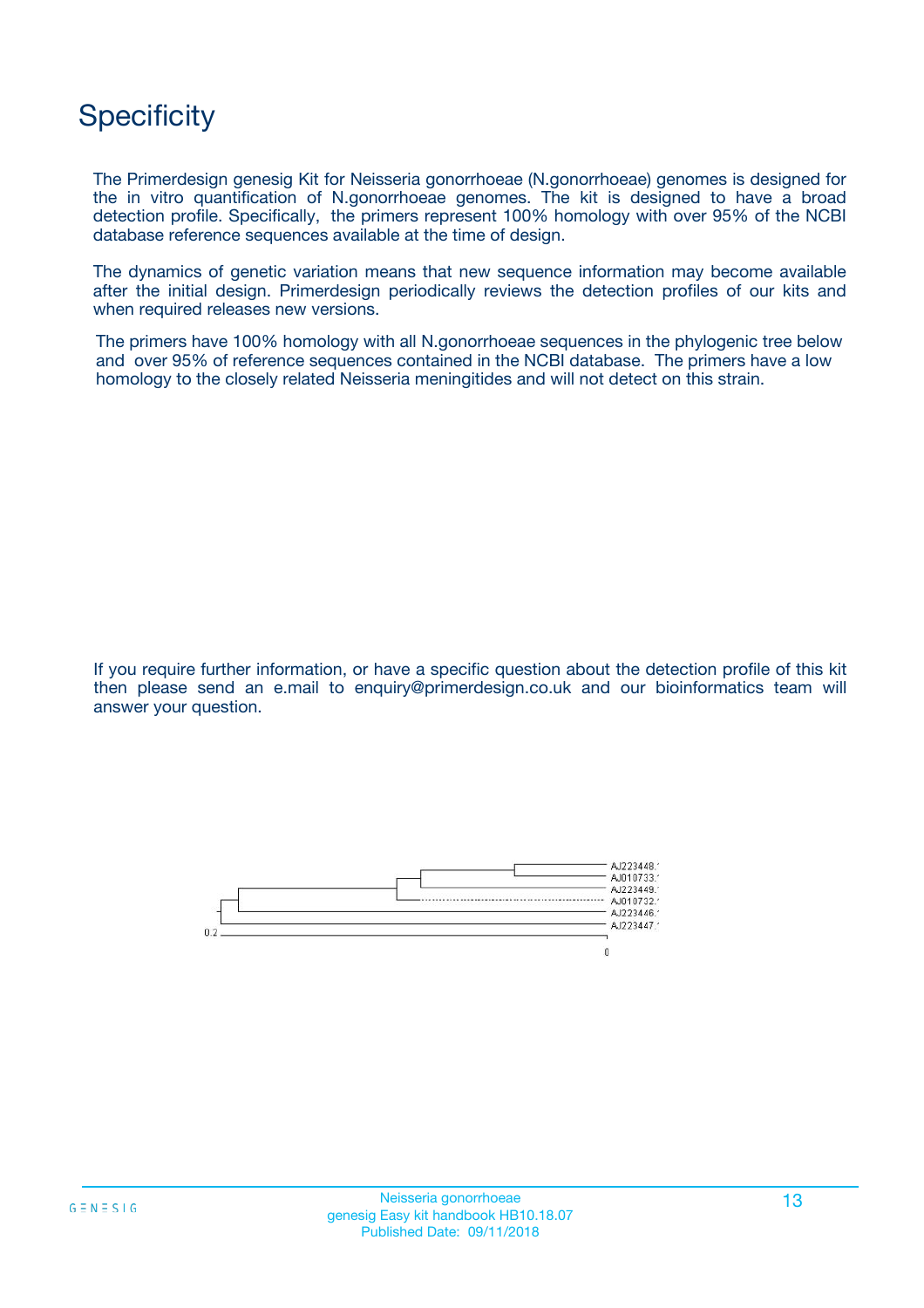# Specificity

The Primerdesign genesig Kit for Neisseria gonorrhoeae (N.gonorrhoeae) genomes is designed for the in vitro quantification of N.gonorrhoeae genomes. The kit is designed to have a broad detection profile. Specifically, the primers represent 100% homology with over 95% of the NCBI database reference sequences available at the time of design.

The dynamics of genetic variation means that new sequence information may become available after the initial design. Primerdesign periodically reviews the detection profiles of our kits and when required releases new versions.

The primers have 100% homology with all N.gonorrhoeae sequences in the phylogenic tree below and over 95% of reference sequences contained in the NCBI database. The primers have a low homology to the closely related Neisseria meningitides and will not detect on this strain.

If you require further information, or have a specific question about the detection profile of this kit then please send an e.mail to enquiry@primerdesign.co.uk and our bioinformatics team will answer your question.

AJ223448.1
AJ010733.1
AJ223449.1
AJ010732.1
AJ223446.1
AJ223447.1

0.2

0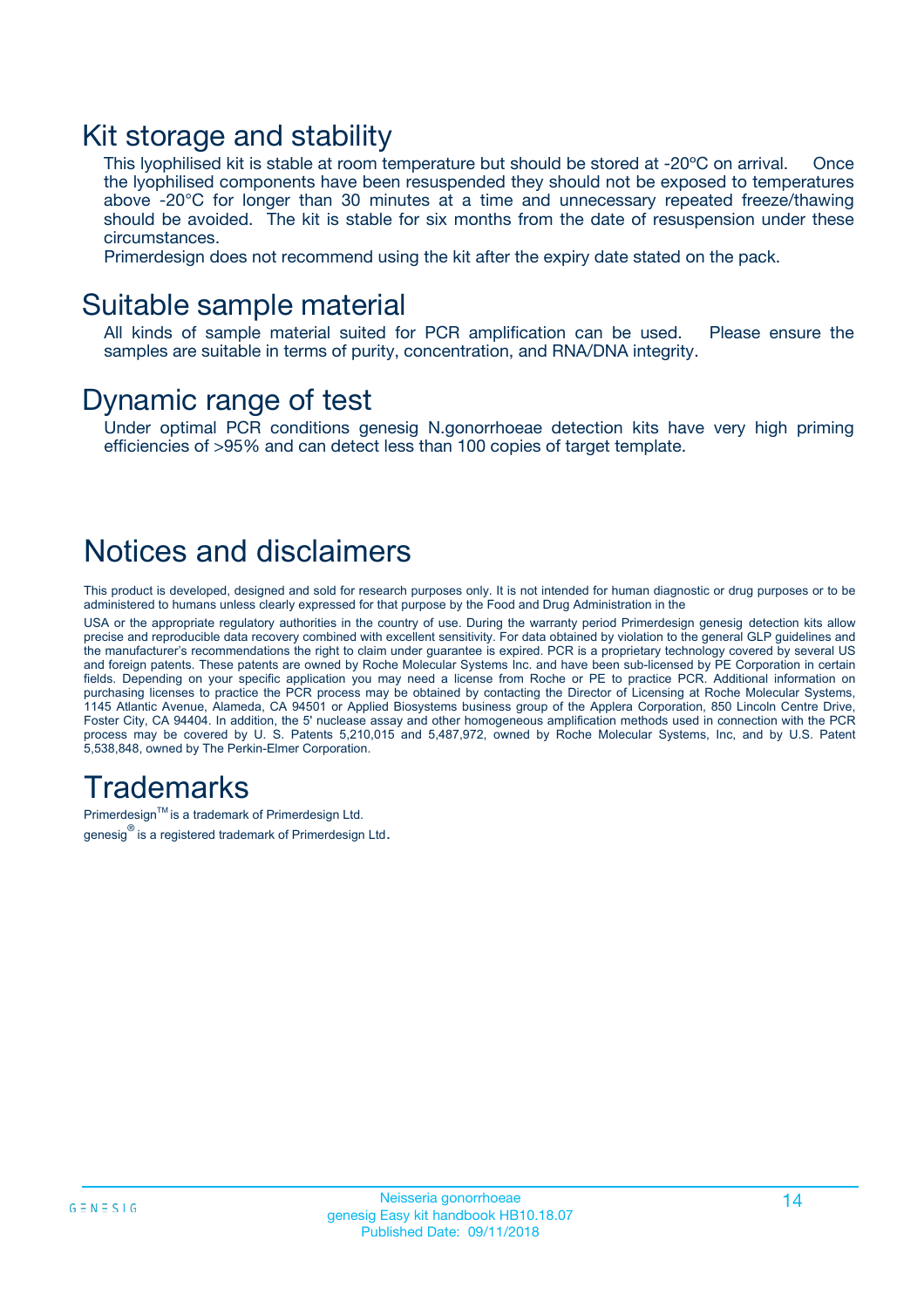## Kit storage and stability

This lyophilised kit is stable at room temperature but should be stored at -20ºC on arrival. Once the lyophilised components have been resuspended they should not be exposed to temperatures above -20°C for longer than 30 minutes at a time and unnecessary repeated freeze/thawing should be avoided. The kit is stable for six months from the date of resuspension under these circumstances.

Primerdesign does not recommend using the kit after the expiry date stated on the pack.

## Suitable sample material

All kinds of sample material suited for PCR amplification can be used. Please ensure the samples are suitable in terms of purity, concentration, and RNA/DNA integrity.

## Dynamic range of test

Under optimal PCR conditions genesig N.gonorrhoeae detection kits have very high priming efficiencies of >95% and can detect less than 100 copies of target template.

# Notices and disclaimers

This product is developed, designed and sold for research purposes only. It is not intended for human diagnostic or drug purposes or to be administered to humans unless clearly expressed for that purpose by the Food and Drug Administration in the

USA or the appropriate regulatory authorities in the country of use. During the warranty period Primerdesign genesig detection kits allow precise and reproducible data recovery combined with excellent sensitivity. For data obtained by violation to the general GLP guidelines and the manufacturer's recommendations the right to claim under guarantee is expired. PCR is a proprietary technology covered by several US and foreign patents. These patents are owned by Roche Molecular Systems Inc. and have been sub-licensed by PE Corporation in certain fields. Depending on your specific application you may need a license from Roche or PE to practice PCR. Additional information on purchasing licenses to practice the PCR process may be obtained by contacting the Director of Licensing at Roche Molecular Systems, 1145 Atlantic Avenue, Alameda, CA 94501 or Applied Biosystems business group of the Applera Corporation, 850 Lincoln Centre Drive, Foster City, CA 94404. In addition, the 5' nuclease assay and other homogeneous amplification methods used in connection with the PCR process may be covered by U. S. Patents 5,210,015 and 5,487,972, owned by Roche Molecular Systems, Inc, and by U.S. Patent 5,538,848, owned by The Perkin-Elmer Corporation.

# Trademarks

Primerdesign™ is a trademark of Primerdesign Ltd.

genesig® is a registered trademark of Primerdesign Ltd.